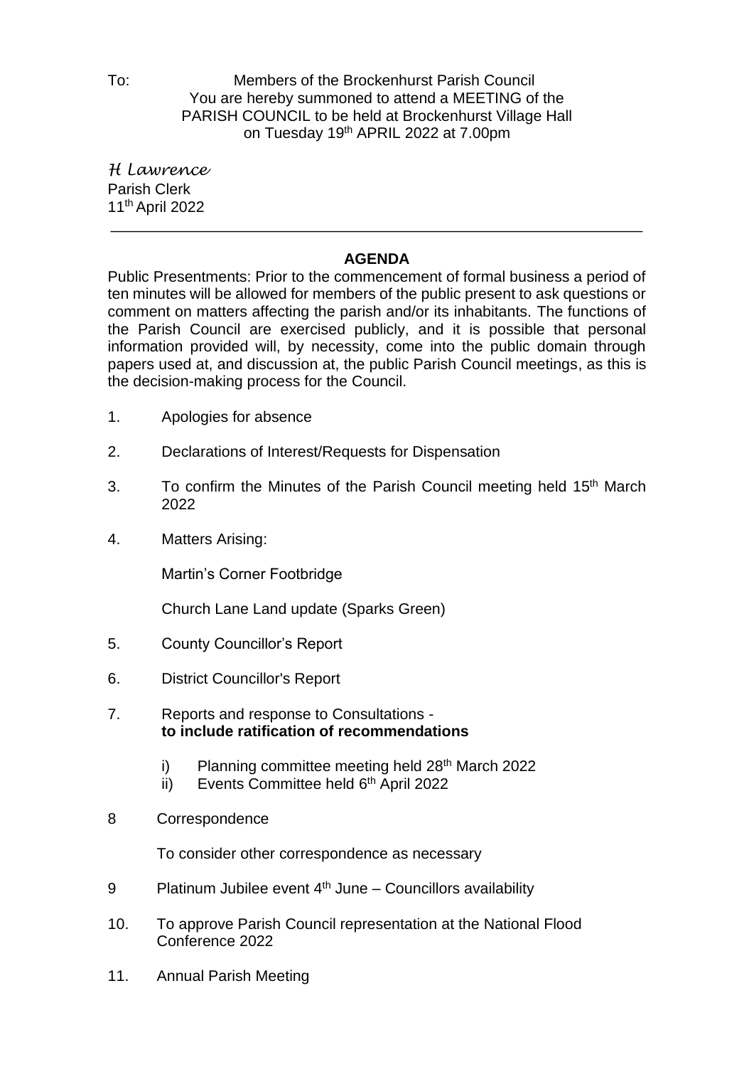To: Members of the Brockenhurst Parish Council
You are hereby summoned to attend a MEETING of the PARISH COUNCIL to be held at Brockenhurst Village Hall on Tuesday 19th APRIL 2022 at 7.00pm

*H Lawrence*
Parish Clerk
11th April 2022

---

## AGENDA

Public Presentments: Prior to the commencement of formal business a period of ten minutes will be allowed for members of the public present to ask questions or comment on matters affecting the parish and/or its inhabitants. The functions of the Parish Council are exercised publicly, and it is possible that personal information provided will, by necessity, come into the public domain through papers used at, and discussion at, the public Parish Council meetings, as this is the decision-making process for the Council.

1. Apologies for absence

2. Declarations of Interest/Requests for Dispensation

3. To confirm the Minutes of the Parish Council meeting held 15th March 2022

4. Matters Arising:

   Martin's Corner Footbridge

   Church Lane Land update (Sparks Green)

5. County Councillor's Report

6. District Councillor's Report

7. Reports and response to Consultations - **to include ratification of recommendations**

   i) Planning committee meeting held 28th March 2022
   ii) Events Committee held 6th April 2022

8 Correspondence

   To consider other correspondence as necessary

9 Platinum Jubilee event 4th June – Councillors availability

10. To approve Parish Council representation at the National Flood Conference 2022

11. Annual Parish Meeting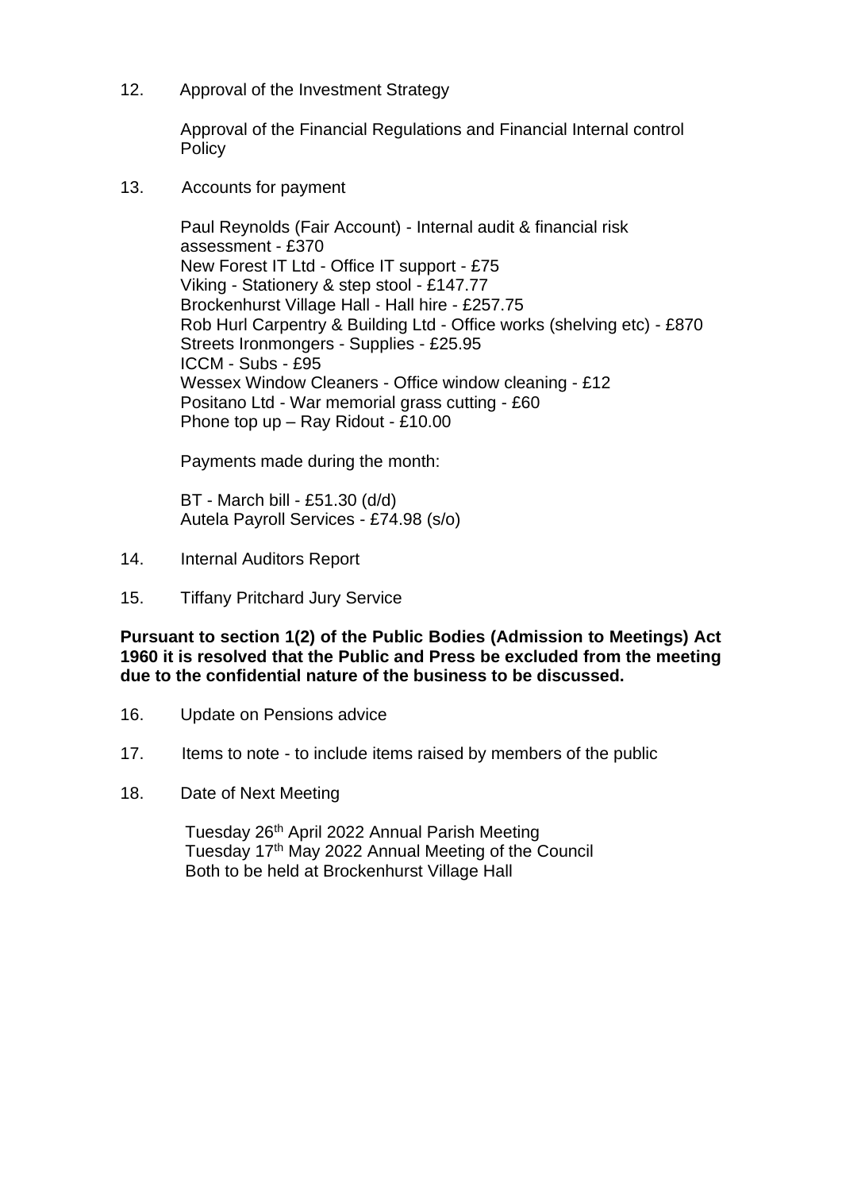12. Approval of the Investment Strategy

    Approval of the Financial Regulations and Financial Internal control Policy

13. Accounts for payment

    Paul Reynolds (Fair Account) - Internal audit & financial risk assessment - £370
    New Forest IT Ltd - Office IT support - £75
    Viking - Stationery & step stool - £147.77
    Brockenhurst Village Hall - Hall hire - £257.75
    Rob Hurl Carpentry & Building Ltd - Office works (shelving etc) - £870
    Streets Ironmongers - Supplies - £25.95
    ICCM - Subs - £95
    Wessex Window Cleaners - Office window cleaning - £12
    Positano Ltd - War memorial grass cutting - £60
    Phone top up – Ray Ridout - £10.00

    Payments made during the month:

    BT - March bill - £51.30 (d/d)
    Autela Payroll Services - £74.98 (s/o)

14. Internal Auditors Report

15. Tiffany Pritchard Jury Service

**Pursuant to section 1(2) of the Public Bodies (Admission to Meetings) Act 1960 it is resolved that the Public and Press be excluded from the meeting due to the confidential nature of the business to be discussed.**

16. Update on Pensions advice

17. Items to note - to include items raised by members of the public

18. Date of Next Meeting

    Tuesday 26th April 2022 Annual Parish Meeting
    Tuesday 17th May 2022 Annual Meeting of the Council
    Both to be held at Brockenhurst Village Hall